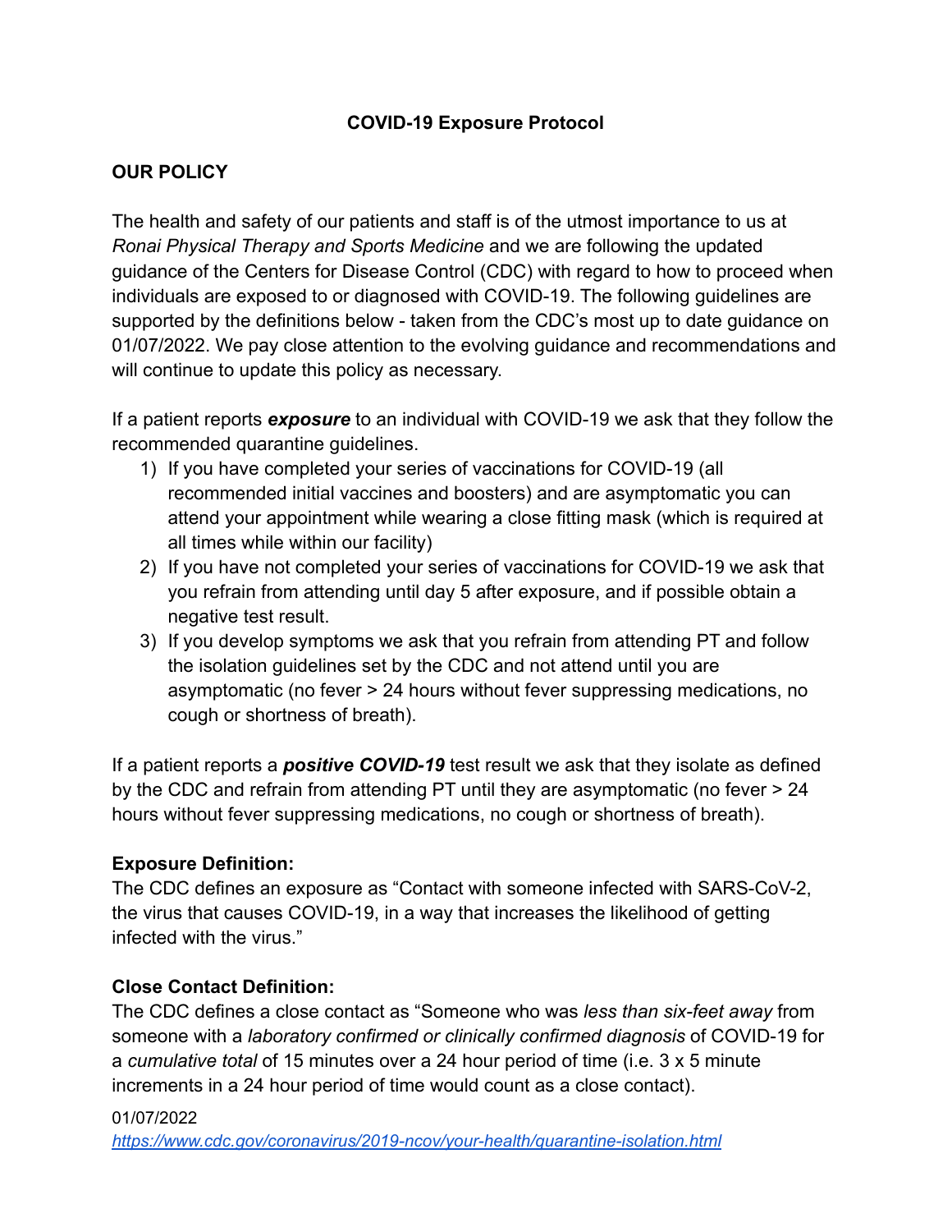# COVID-19 Exposure Protocol

## OUR POLICY

The health and safety of our patients and staff is of the utmost importance to us at *Ronai Physical Therapy and Sports Medicine* and we are following the updated guidance of the Centers for Disease Control (CDC) with regard to how to proceed when individuals are exposed to or diagnosed with COVID-19. The following guidelines are supported by the definitions below - taken from the CDC's most up to date guidance on 01/07/2022. We pay close attention to the evolving guidance and recommendations and will continue to update this policy as necessary.

If a patient reports ***exposure*** to an individual with COVID-19 we ask that they follow the recommended quarantine guidelines.

1) If you have completed your series of vaccinations for COVID-19 (all recommended initial vaccines and boosters) and are asymptomatic you can attend your appointment while wearing a close fitting mask (which is required at all times while within our facility)
2) If you have not completed your series of vaccinations for COVID-19 we ask that you refrain from attending until day 5 after exposure, and if possible obtain a negative test result.
3) If you develop symptoms we ask that you refrain from attending PT and follow the isolation guidelines set by the CDC and not attend until you are asymptomatic (no fever > 24 hours without fever suppressing medications, no cough or shortness of breath).

If a patient reports a ***positive COVID-19*** test result we ask that they isolate as defined by the CDC and refrain from attending PT until they are asymptomatic (no fever > 24 hours without fever suppressing medications, no cough or shortness of breath).

**Exposure Definition:**
The CDC defines an exposure as "Contact with someone infected with SARS-CoV-2, the virus that causes COVID-19, in a way that increases the likelihood of getting infected with the virus."

**Close Contact Definition:**
The CDC defines a close contact as "Someone who was *less than six-feet away* from someone with a *laboratory confirmed or clinically confirmed diagnosis* of COVID-19 for a *cumulative total* of 15 minutes over a 24 hour period of time (i.e. 3 x 5 minute increments in a 24 hour period of time would count as a close contact).

01/07/2022
https://www.cdc.gov/coronavirus/2019-ncov/your-health/quarantine-isolation.html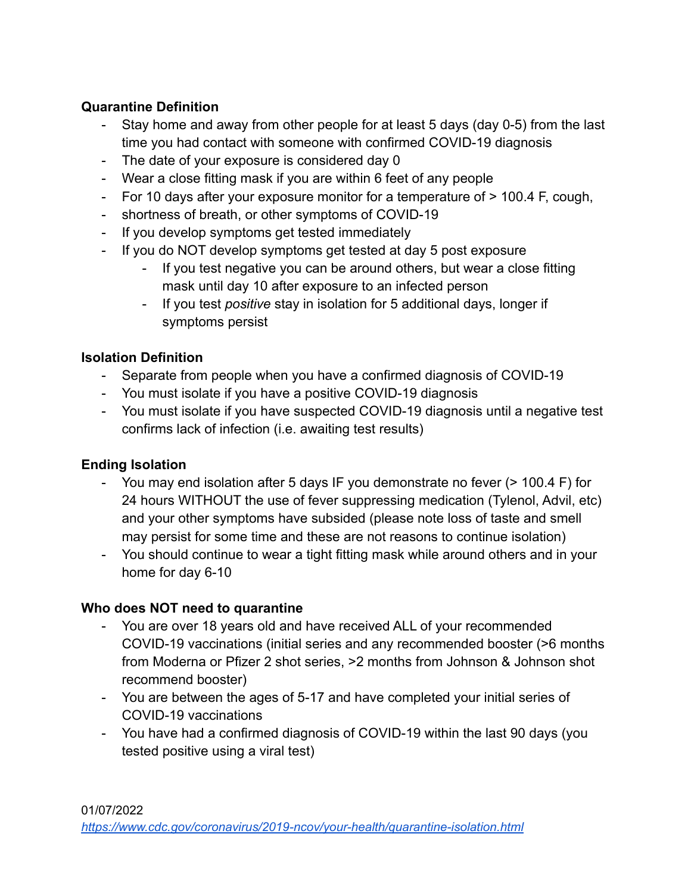**Quarantine Definition**

- Stay home and away from other people for at least 5 days (day 0-5) from the last time you had contact with someone with confirmed COVID-19 diagnosis
- The date of your exposure is considered day 0
- Wear a close fitting mask if you are within 6 feet of any people
- For 10 days after your exposure monitor for a temperature of > 100.4 F, cough,
- shortness of breath, or other symptoms of COVID-19
- If you develop symptoms get tested immediately
- If you do NOT develop symptoms get tested at day 5 post exposure
    - If you test negative you can be around others, but wear a close fitting mask until day 10 after exposure to an infected person
    - If you test *positive* stay in isolation for 5 additional days, longer if symptoms persist

**Isolation Definition**

- Separate from people when you have a confirmed diagnosis of COVID-19
- You must isolate if you have a positive COVID-19 diagnosis
- You must isolate if you have suspected COVID-19 diagnosis until a negative test confirms lack of infection (i.e. awaiting test results)

**Ending Isolation**

- You may end isolation after 5 days IF you demonstrate no fever (> 100.4 F) for 24 hours WITHOUT the use of fever suppressing medication (Tylenol, Advil, etc) and your other symptoms have subsided (please note loss of taste and smell may persist for some time and these are not reasons to continue isolation)
- You should continue to wear a tight fitting mask while around others and in your home for day 6-10

**Who does NOT need to quarantine**

- You are over 18 years old and have received ALL of your recommended COVID-19 vaccinations (initial series and any recommended booster (>6 months from Moderna or Pfizer 2 shot series, >2 months from Johnson & Johnson shot recommend booster)
- You are between the ages of 5-17 and have completed your initial series of COVID-19 vaccinations
- You have had a confirmed diagnosis of COVID-19 within the last 90 days (you tested positive using a viral test)

01/07/2022

*https://www.cdc.gov/coronavirus/2019-ncov/your-health/quarantine-isolation.html*